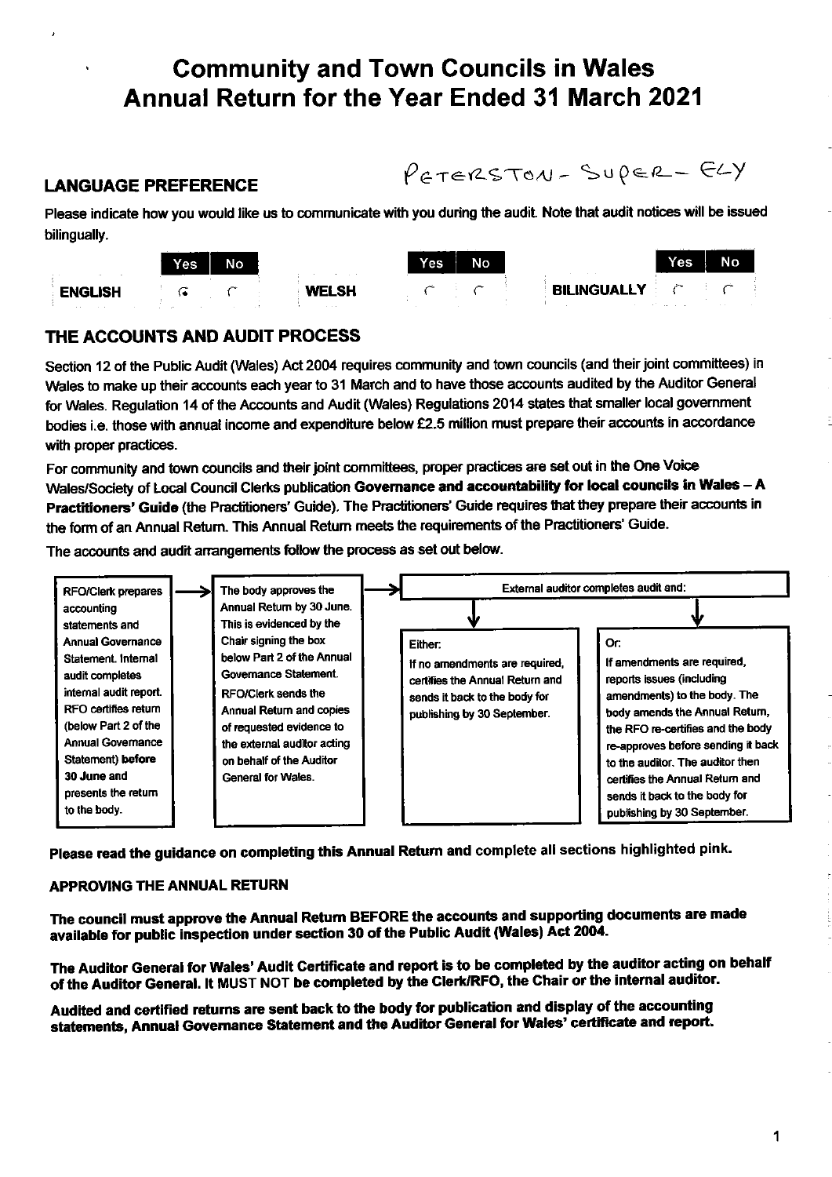# Community and Town Councils in Wales Annual Return for the Year Ended 31 March 2021

PETERSTON - SUPER - ELY

## LANGUAGE PREFERENCE

Please indicate how you would like us to communicate with you during the audit. Note that audit notices will be issued bilingually.

| | Yes | No |
|---|---|---|
| ENGLISH | ◉ | ○ |
| WELSH | ○ | ○ |
| BILINGUALLY | ○ | ○ |

## THE ACCOUNTS AND AUDIT PROCESS

Section 12 of the Public Audit (Wales) Act 2004 requires community and town councils (and their joint committees) in Wales to make up their accounts each year to 31 March and to have those accounts audited by the Auditor General for Wales. Regulation 14 of the Accounts and Audit (Wales) Regulations 2014 states that smaller local government bodies i.e. those with annual income and expenditure below £2.5 million must prepare their accounts in accordance with proper practices.

For community and town councils and their joint committees, proper practices are set out in the One Voice Wales/Society of Local Council Clerks publication **Governance and accountability for local councils in Wales – A Practitioners' Guide** (the Practitioners' Guide). The Practitioners' Guide requires that they prepare their accounts in the form of an Annual Return. This Annual Return meets the requirements of the Practitioners' Guide.

The accounts and audit arrangements follow the process as set out below.

1. RFO/Clerk prepares accounting statements and Annual Governance Statement. Internal audit completes internal audit report. RFO certifies return (below Part 2 of the Annual Governance Statement) **before 30 June** and presents the return to the body.
2. The body approves the Annual Return by 30 June. This is evidenced by the Chair signing the box below Part 2 of the Annual Governance Statement. RFO/Clerk sends the Annual Return and copies of requested evidence to the external auditor acting on behalf of the Auditor General for Wales.
3. External auditor completes audit and:
   - Either: If no amendments are required, certifies the Annual Return and sends it back to the body for publishing by 30 September.
   - Or: If amendments are required, reports issues (including amendments) to the body. The body amends the Annual Return, the RFO re-certifies and the body re-approves before sending it back to the auditor. The auditor then certifies the Annual Return and sends it back to the body for publishing by 30 September.

**Please read the guidance on completing this Annual Return** and complete all sections highlighted pink.

### APPROVING THE ANNUAL RETURN

**The council must approve the Annual Return BEFORE the accounts and supporting documents are made available for public inspection under section 30 of the Public Audit (Wales) Act 2004.**

**The Auditor General for Wales' Audit Certificate and report is to be completed by the auditor acting on behalf of the Auditor General. It MUST NOT be completed by the Clerk/RFO, the Chair or the internal auditor.**

**Audited and certified returns are sent back to the body for publication and display of the accounting statements, Annual Governance Statement and the Auditor General for Wales' certificate and report.**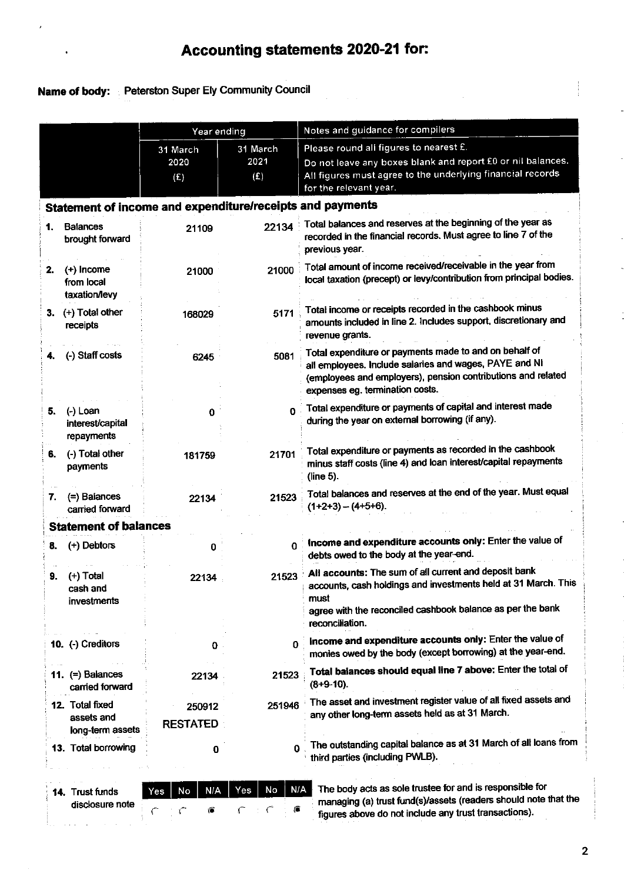# Accounting statements 2020-21 for:

**Name of body:** Peterston Super Ely Community Council

| | Year ending | | Notes and guidance for compilers |
|---|---|---|---|
| | 31 March 2020 (£) | 31 March 2021 (£) | Please round all figures to nearest £. Do not leave any boxes blank and report £0 or nil balances. All figures must agree to the underlying financial records for the relevant year. |
| **Statement of income and expenditure/receipts and payments** | | | |
| 1. Balances brought forward | 21109 | 22134 | Total balances and reserves at the beginning of the year as recorded in the financial records. Must agree to line 7 of the previous year. |
| 2. (+) Income from local taxation/levy | 21000 | 21000 | Total amount of income received/receivable in the year from local taxation (precept) or levy/contribution from principal bodies. |
| 3. (+) Total other receipts | 168029 | 5171 | Total income or receipts recorded in the cashbook minus amounts included in line 2. Includes support, discretionary and revenue grants. |
| 4. (-) Staff costs | 6245 | 5081 | Total expenditure or payments made to and on behalf of all employees. Include salaries and wages, PAYE and NI (employees and employers), pension contributions and related expenses eg. termination costs. |
| 5. (-) Loan interest/capital repayments | 0 | 0 | Total expenditure or payments of capital and interest made during the year on external borrowing (if any). |
| 6. (-) Total other payments | 181759 | 21701 | Total expenditure or payments as recorded in the cashbook minus staff costs (line 4) and loan interest/capital repayments (line 5). |
| 7. (=) Balances carried forward | 22134 | 21523 | Total balances and reserves at the end of the year. Must equal (1+2+3) – (4+5+6). |
| **Statement of balances** | | | |
| 8. (+) Debtors | 0 | 0 | **Income and expenditure accounts only:** Enter the value of debts owed to the body at the year-end. |
| 9. (+) Total cash and investments | 22134 | 21523 | **All accounts:** The sum of all current and deposit bank accounts, cash holdings and investments held at 31 March. This must agree with the reconciled cashbook balance as per the bank reconciliation. |
| 10. (-) Creditors | 0 | 0 | **Income and expenditure accounts only:** Enter the value of monies owed by the body (except borrowing) at the year-end. |
| 11. (=) Balances carried forward | 22134 | 21523 | **Total balances should equal line 7 above:** Enter the total of (8+9-10). |
| 12. Total fixed assets and long-term assets | 250912 RESTATED | 251946 | The asset and investment register value of all fixed assets and any other long-term assets held as at 31 March. |
| 13. Total borrowing | 0 | 0 | The outstanding capital balance as at 31 March of all loans from third parties (including PWLB). |

| | Yes | No | N/A | Yes | No | N/A | |
|---|---|---|---|---|---|---|---|
| 14. Trust funds disclosure note | | | ● | | | ● | The body acts as sole trustee for and is responsible for managing (a) trust fund(s)/assets (readers should note that the figures above do not include any trust transactions). |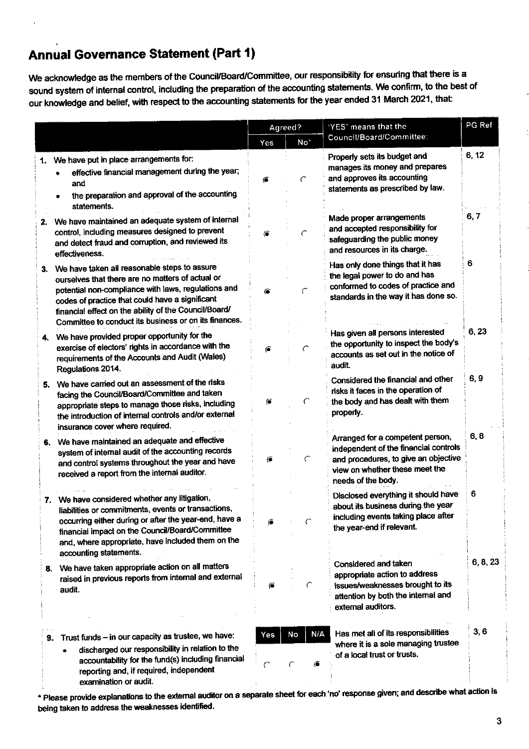## Annual Governance Statement (Part 1)

We acknowledge as the members of the Council/Board/Committee, our responsibility for ensuring that there is a sound system of internal control, including the preparation of the accounting statements. We confirm, to the best of our knowledge and belief, with respect to the accounting statements for the year ended 31 March 2021, that:

| | Agreed? | | 'YES' means that the Council/Board/Committee: | PG Ref |
|---|---|---|---|---|
| | Yes | No* | | |
| 1. We have put in place arrangements for: • effective financial management during the year; and • the preparation and approval of the accounting statements. | ◉ | ○ | Properly sets its budget and manages its money and prepares and approves its accounting statements as prescribed by law. | 6, 12 |
| 2. We have maintained an adequate system of internal control, including measures designed to prevent and detect fraud and corruption, and reviewed its effectiveness. | ◉ | ○ | Made proper arrangements and accepted responsibility for safeguarding the public money and resources in its charge. | 6, 7 |
| 3. We have taken all reasonable steps to assure ourselves that there are no matters of actual or potential non-compliance with laws, regulations and codes of practice that could have a significant financial effect on the ability of the Council/Board/Committee to conduct its business or on its finances. | ◉ | ○ | Has only done things that it has the legal power to do and has conformed to codes of practice and standards in the way it has done so. | 6 |
| 4. We have provided proper opportunity for the exercise of electors' rights in accordance with the requirements of the Accounts and Audit (Wales) Regulations 2014. | ◉ | ○ | Has given all persons interested the opportunity to inspect the body's accounts as set out in the notice of audit. | 6, 23 |
| 5. We have carried out an assessment of the risks facing the Council/Board/Committee and taken appropriate steps to manage those risks, including the introduction of internal controls and/or external insurance cover where required. | ◉ | ○ | Considered the financial and other risks it faces in the operation of the body and has dealt with them properly. | 6, 9 |
| 6. We have maintained an adequate and effective system of internal audit of the accounting records and control systems throughout the year and have received a report from the internal auditor. | ◉ | ○ | Arranged for a competent person, independent of the financial controls and procedures, to give an objective view on whether these meet the needs of the body. | 6, 8 |
| 7. We have considered whether any litigation, liabilities or commitments, events or transactions, occurring either during or after the year-end, have a financial impact on the Council/Board/Committee and, where appropriate, have included them on the accounting statements. | ◉ | ○ | Disclosed everything it should have about its business during the year including events taking place after the year-end if relevant. | 6 |
| 8. We have taken appropriate action on all matters raised in previous reports from internal and external audit. | ◉ | ○ | Considered and taken appropriate action to address issues/weaknesses brought to its attention by both the internal and external auditors. | 6, 8, 23 |

| | Yes | No | N/A | | PG Ref |
|---|---|---|---|---|---|
| 9. Trust funds – in our capacity as trustee, we have: • discharged our responsibility in relation to the accountability for the fund(s) including financial reporting and, if required, independent examination or audit. | ○ | ○ | ◉ | Has met all of its responsibilities where it is a sole managing trustee of a local trust or trusts. | 3, 6 |

**\* Please provide explanations to the external auditor on a separate sheet for each 'no' response given; and describe what action is being taken to address the weaknesses identified.**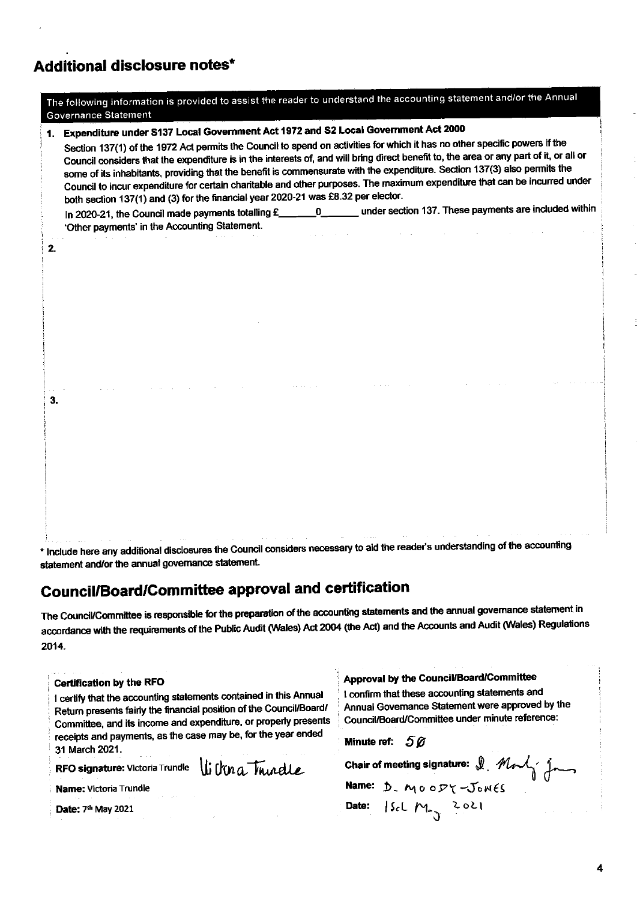## Additional disclosure notes*

The following information is provided to assist the reader to understand the accounting statement and/or the Annual Governance Statement

**1. Expenditure under S137 Local Government Act 1972 and S2 Local Government Act 2000**

Section 137(1) of the 1972 Act permits the Council to spend on activities for which it has no other specific powers if the Council considers that the expenditure is in the interests of, and will bring direct benefit to, the area or any part of it, or all or some of its inhabitants, providing that the benefit is commensurate with the expenditure. Section 137(3) also permits the Council to incur expenditure for certain charitable and other purposes. The maximum expenditure that can be incurred under both section 137(1) and (3) for the financial year 2020-21 was £8.32 per elector.

In 2020-21, the Council made payments totalling £\_\_\_\_\_\_0\_\_\_\_\_\_ under section 137. These payments are included within 'Other payments' in the Accounting Statement.

2.

3.

* Include here any additional disclosures the Council considers necessary to aid the reader's understanding of the accounting statement and/or the annual governance statement.

## Council/Board/Committee approval and certification

The Council/Committee is responsible for the preparation of the accounting statements and the annual governance statement in accordance with the requirements of the Public Audit (Wales) Act 2004 (the Act) and the Accounts and Audit (Wales) Regulations 2014.

**Certification by the RFO**

I certify that the accounting statements contained in this Annual Return presents fairly the financial position of the Council/Board/Committee, and its income and expenditure, or properly presents receipts and payments, as the case may be, for the year ended 31 March 2021.

**RFO signature:** Victoria Trundle *Victoria Trundle*

**Name:** Victoria Trundle

**Date:** 7th May 2021

**Approval by the Council/Board/Committee**

I confirm that these accounting statements and Annual Governance Statement were approved by the Council/Board/Committee under minute reference:

**Minute ref:** 50

**Chair of meeting signature:** *D. Moody-Jones*

**Name:** D. MOODY-JONES

**Date:** 15th May 2021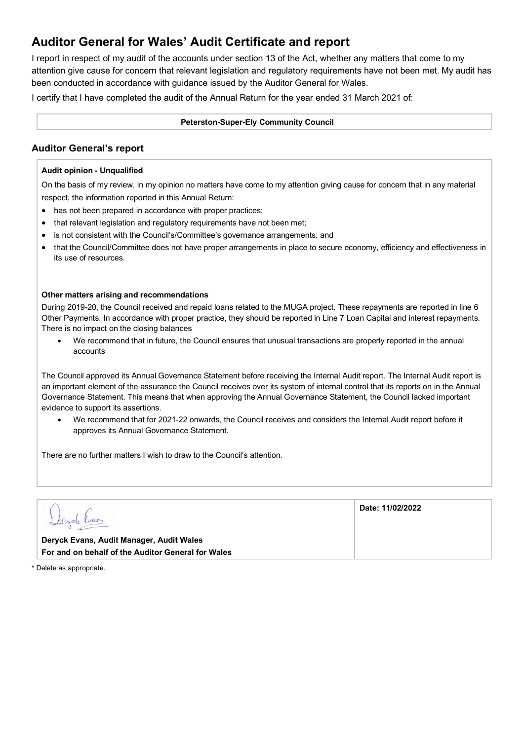# Auditor General for Wales' Audit Certificate and report

I report in respect of my audit of the accounts under section 13 of the Act, whether any matters that come to my attention give cause for concern that relevant legislation and regulatory requirements have not been met. My audit has been conducted in accordance with guidance issued by the Auditor General for Wales.

I certify that I have completed the audit of the Annual Return for the year ended 31 March 2021 of:

**Peterston-Super-Ely Community Council**

## Auditor General's report

**Audit opinion - Unqualified**

On the basis of my review, in my opinion no matters have come to my attention giving cause for concern that in any material respect, the information reported in this Annual Return:

- has not been prepared in accordance with proper practices;
- that relevant legislation and regulatory requirements have not been met;
- is not consistent with the Council's/Committee's governance arrangements; and
- that the Council/Committee does not have proper arrangements in place to secure economy, efficiency and effectiveness in its use of resources.

**Other matters arising and recommendations**

During 2019-20, the Council received and repaid loans related to the MUGA project. These repayments are reported in line 6 Other Payments. In accordance with proper practice, they should be reported in Line 7 Loan Capital and interest repayments. There is no impact on the closing balances

- We recommend that in future, the Council ensures that unusual transactions are properly reported in the annual accounts

The Council approved its Annual Governance Statement before receiving the Internal Audit report. The Internal Audit report is an important element of the assurance the Council receives over its system of internal control that its reports on in the Annual Governance Statement. This means that when approving the Annual Governance Statement, the Council lacked important evidence to support its assertions.

- We recommend that for 2021-22 onwards, the Council receives and considers the Internal Audit report before it approves its Annual Governance Statement.

There are no further matters I wish to draw to the Council's attention.

| | |
|---|---|
| Deryck Evans<br>**Deryck Evans, Audit Manager, Audit Wales**<br>**For and on behalf of the Auditor General for Wales** | **Date: 11/02/2022** |

**\*** Delete as appropriate.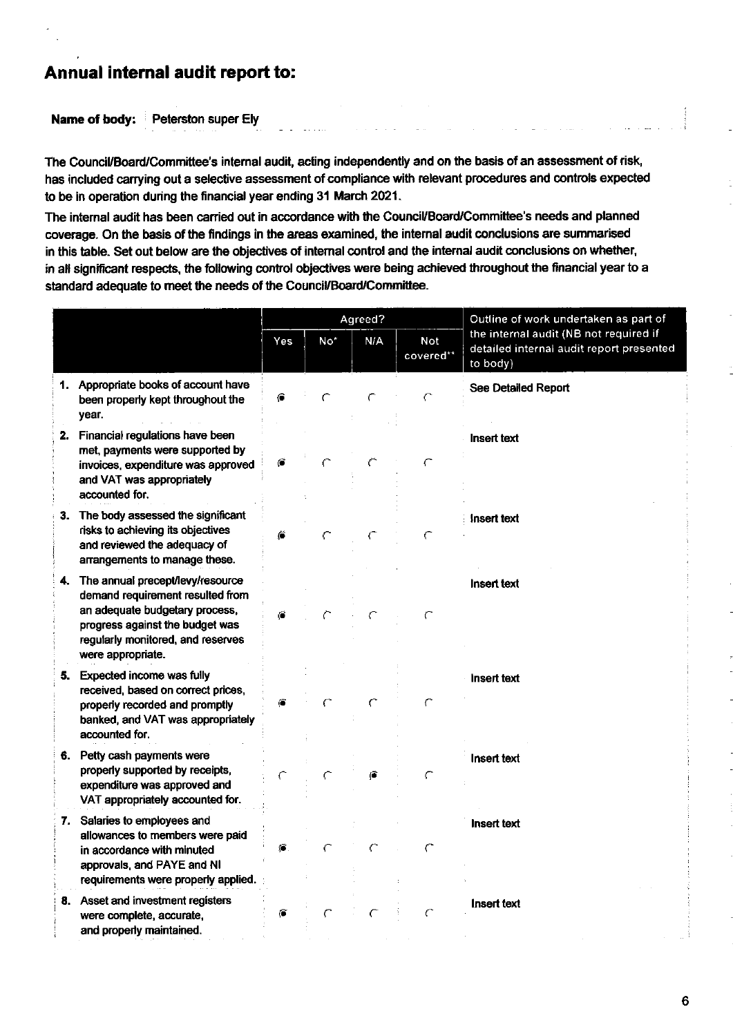# Annual internal audit report to:

**Name of body:** Peterston super Ely

**The Council/Board/Committee's internal audit, acting independently and on the basis of an assessment of risk, has included carrying out a selective assessment of compliance with relevant procedures and controls expected to be in operation during the financial year ending 31 March 2021.**

**The internal audit has been carried out in accordance with the Council/Board/Committee's needs and planned coverage. On the basis of the findings in the areas examined, the internal audit conclusions are summarised in this table. Set out below are the objectives of internal control and the internal audit conclusions on whether, in all significant respects, the following control objectives were being achieved throughout the financial year to a standard adequate to meet the needs of the Council/Board/Committee.**

| | Agreed? | | | | Outline of work undertaken as part of the internal audit (NB not required if detailed internal audit report presented to body) |
|---|---|---|---|---|---|
| | Yes | No* | N/A | Not covered** | |
| 1. Appropriate books of account have been properly kept throughout the year. | ◉ | ○ | ○ | ○ | See Detailed Report |
| 2. Financial regulations have been met, payments were supported by invoices, expenditure was approved and VAT was appropriately accounted for. | ◉ | ○ | ○ | ○ | Insert text |
| 3. The body assessed the significant risks to achieving its objectives and reviewed the adequacy of arrangements to manage these. | ◉ | ○ | ○ | ○ | Insert text |
| 4. The annual precept/levy/resource demand requirement resulted from an adequate budgetary process, progress against the budget was regularly monitored, and reserves were appropriate. | ◉ | ○ | ○ | ○ | Insert text |
| 5. Expected income was fully received, based on correct prices, properly recorded and promptly banked, and VAT was appropriately accounted for. | ◉ | ○ | ○ | ○ | Insert text |
| 6. Petty cash payments were properly supported by receipts, expenditure was approved and VAT appropriately accounted for. | ○ | ○ | ◉ | ○ | Insert text |
| 7. Salaries to employees and allowances to members were paid in accordance with minuted approvals, and PAYE and NI requirements were properly applied. | ◉ | ○ | ○ | ○ | Insert text |
| 8. Asset and investment registers were complete, accurate, and properly maintained. | ◉ | ○ | ○ | ○ | Insert text |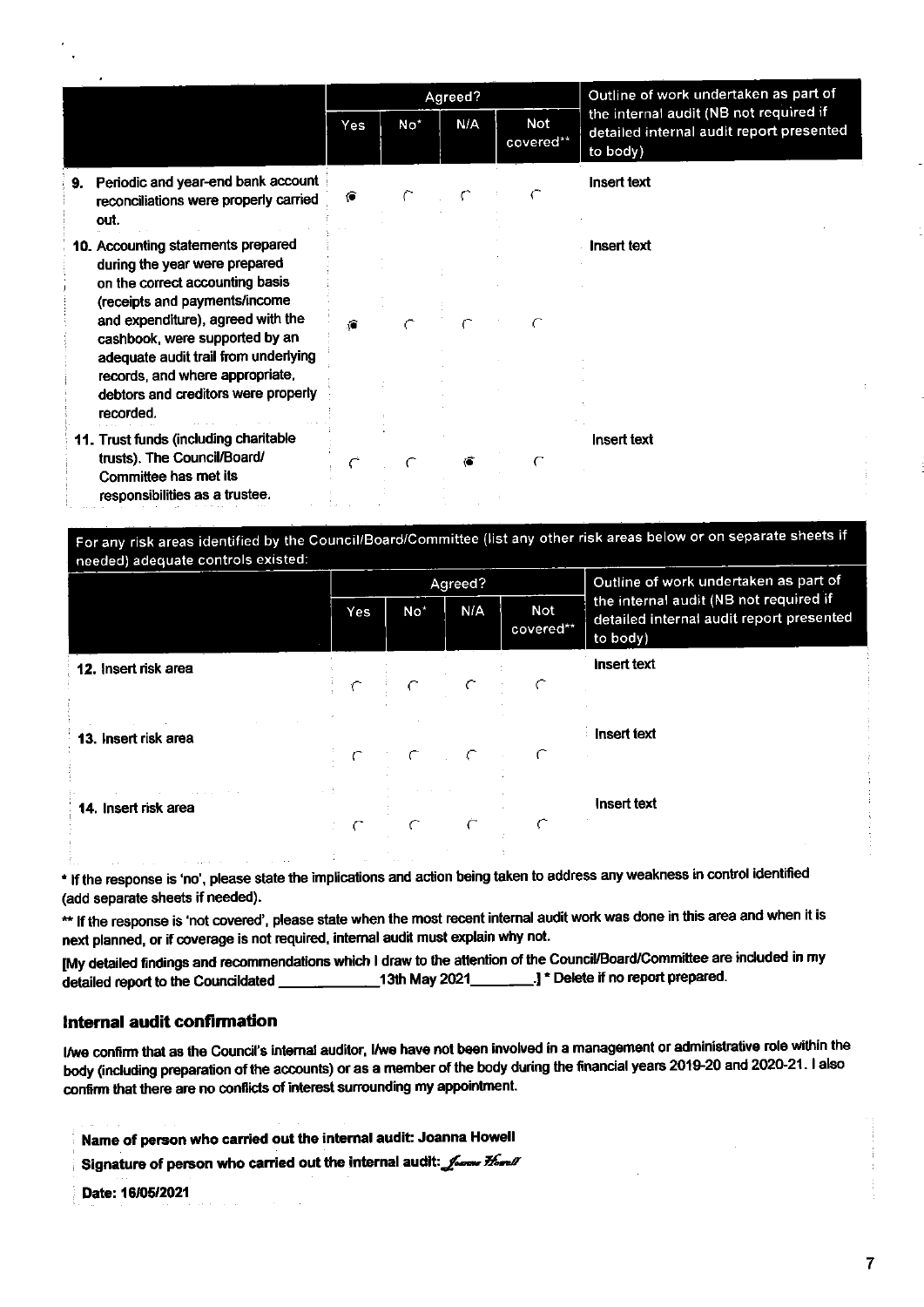| | Agreed? | | | | Outline of work undertaken as part of the internal audit (NB not required if detailed internal audit report presented to body) |
|---|---|---|---|---|---|
| | Yes | No* | N/A | Not covered** | |
| 9. Periodic and year-end bank account reconciliations were properly carried out. | ● | ○ | ○ | ○ | Insert text |
| 10. Accounting statements prepared during the year were prepared on the correct accounting basis (receipts and payments/income and expenditure), agreed with the cashbook, were supported by an adequate audit trail from underlying records, and where appropriate, debtors and creditors were properly recorded. | ● | ○ | ○ | ○ | Insert text |
| 11. Trust funds (including charitable trusts). The Council/Board/ Committee has met its responsibilities as a trustee. | ○ | ○ | ● | ○ | Insert text |

For any risk areas identified by the Council/Board/Committee (list any other risk areas below or on separate sheets if needed) adequate controls existed:

| | Agreed? | | | | Outline of work undertaken as part of the internal audit (NB not required if detailed internal audit report presented to body) |
|---|---|---|---|---|---|
| | Yes | No* | N/A | Not covered** | |
| 12. Insert risk area | ○ | ○ | ○ | ○ | Insert text |
| 13. Insert risk area | ○ | ○ | ○ | ○ | Insert text |
| 14. Insert risk area | ○ | ○ | ○ | ○ | Insert text |

* If the response is 'no', please state the implications and action being taken to address any weakness in control identified (add separate sheets if needed).

** If the response is 'not covered', please state when the most recent internal audit work was done in this area and when it is next planned, or if coverage is not required, internal audit must explain why not.

[My detailed findings and recommendations which I draw to the attention of the Council/Board/Committee are included in my detailed report to the Councildated ____________13th May 2021________.] * Delete if no report prepared.

## Internal audit confirmation

I/we confirm that as the Council's internal auditor, I/we have not been involved in a management or administrative role within the body (including preparation of the accounts) or as a member of the body during the financial years 2019-20 and 2020-21. I also confirm that there are no conflicts of interest surrounding my appointment.

**Name of person who carried out the internal audit: Joanna Howell**

**Signature of person who carried out the internal audit:** *Joanna Howell*

**Date: 16/05/2021**